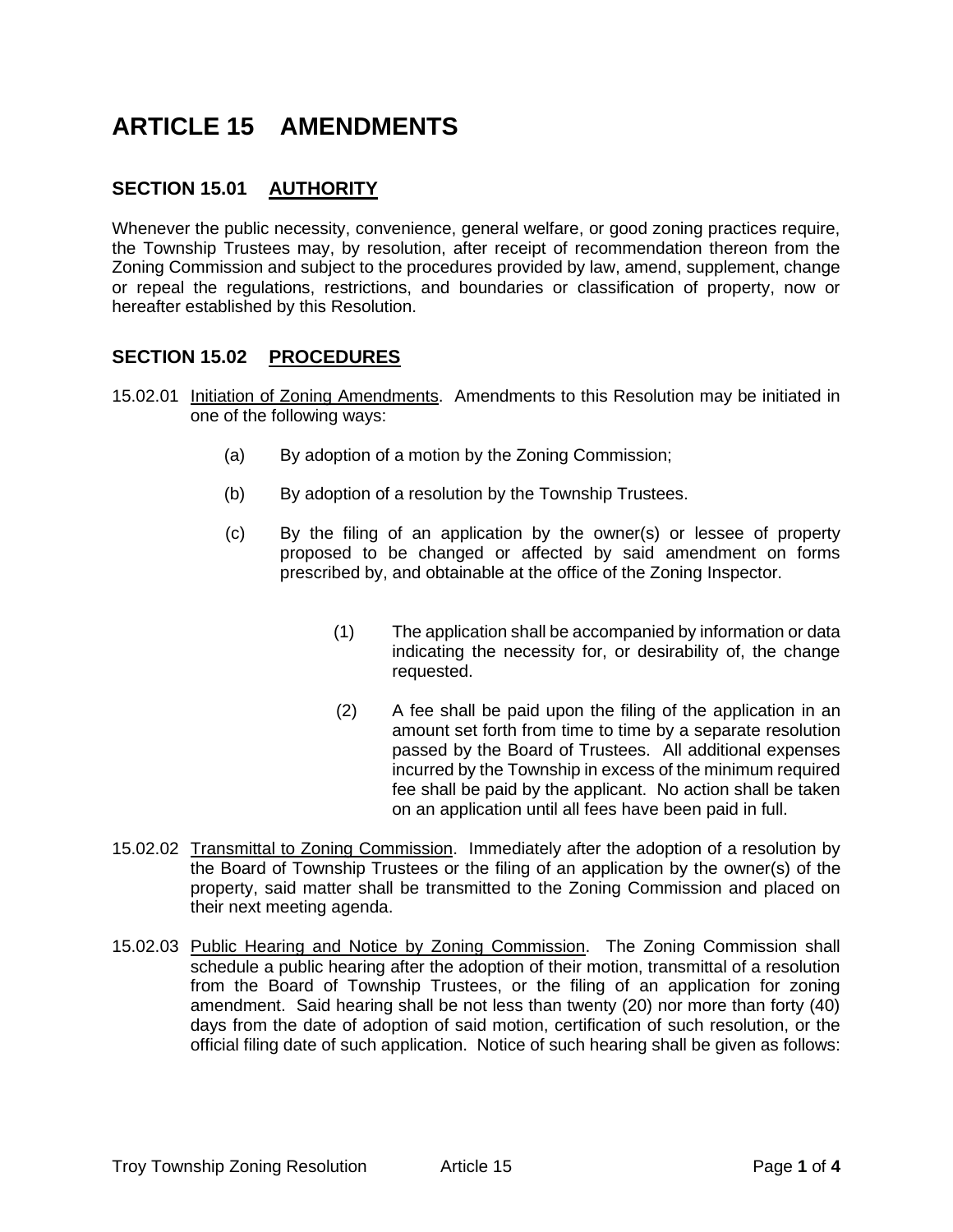# ARTICLE 15 AMENDMENTS

## SECTION 15.01 <u>AUTHORITY</u>

Whenever the public necessity, convenience, general welfare, or good zoning practices require, the Township Trustees may, by resolution, after receipt of recommendation thereon from the Zoning Commission and subject to the procedures provided by law, amend, supplement, change or repeal the regulations, restrictions, and boundaries or classification of property, now or hereafter established by this Resolution.

## SECTION 15.02 <u>PROCEDURES</u>

15.02.01 <u>Initiation of Zoning Amendments</u>. Amendments to this Resolution may be initiated in one of the following ways:

- (a) By adoption of a motion by the Zoning Commission;
- (b) By adoption of a resolution by the Township Trustees.
- (c) By the filing of an application by the owner(s) or lessee of property proposed to be changed or affected by said amendment on forms prescribed by, and obtainable at the office of the Zoning Inspector.
  - (1) The application shall be accompanied by information or data indicating the necessity for, or desirability of, the change requested.
  - (2) A fee shall be paid upon the filing of the application in an amount set forth from time to time by a separate resolution passed by the Board of Trustees. All additional expenses incurred by the Township in excess of the minimum required fee shall be paid by the applicant. No action shall be taken on an application until all fees have been paid in full.

15.02.02 <u>Transmittal to Zoning Commission</u>. Immediately after the adoption of a resolution by the Board of Township Trustees or the filing of an application by the owner(s) of the property, said matter shall be transmitted to the Zoning Commission and placed on their next meeting agenda.

15.02.03 <u>Public Hearing and Notice by Zoning Commission</u>. The Zoning Commission shall schedule a public hearing after the adoption of their motion, transmittal of a resolution from the Board of Township Trustees, or the filing of an application for zoning amendment. Said hearing shall be not less than twenty (20) nor more than forty (40) days from the date of adoption of said motion, certification of such resolution, or the official filing date of such application. Notice of such hearing shall be given as follows: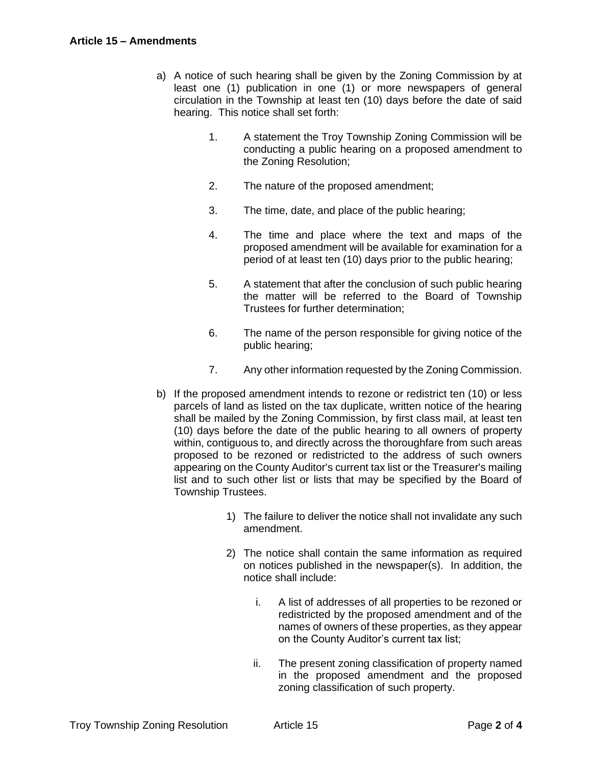a) A notice of such hearing shall be given by the Zoning Commission by at least one (1) publication in one (1) or more newspapers of general circulation in the Township at least ten (10) days before the date of said hearing. This notice shall set forth:

   1. A statement the Troy Township Zoning Commission will be conducting a public hearing on a proposed amendment to the Zoning Resolution;

   2. The nature of the proposed amendment;

   3. The time, date, and place of the public hearing;

   4. The time and place where the text and maps of the proposed amendment will be available for examination for a period of at least ten (10) days prior to the public hearing;

   5. A statement that after the conclusion of such public hearing the matter will be referred to the Board of Township Trustees for further determination;

   6. The name of the person responsible for giving notice of the public hearing;

   7. Any other information requested by the Zoning Commission.

b) If the proposed amendment intends to rezone or redistrict ten (10) or less parcels of land as listed on the tax duplicate, written notice of the hearing shall be mailed by the Zoning Commission, by first class mail, at least ten (10) days before the date of the public hearing to all owners of property within, contiguous to, and directly across the thoroughfare from such areas proposed to be rezoned or redistricted to the address of such owners appearing on the County Auditor's current tax list or the Treasurer's mailing list and to such other list or lists that may be specified by the Board of Township Trustees.

   1) The failure to deliver the notice shall not invalidate any such amendment.

   2) The notice shall contain the same information as required on notices published in the newspaper(s). In addition, the notice shall include:

      i. A list of addresses of all properties to be rezoned or redistricted by the proposed amendment and of the names of owners of these properties, as they appear on the County Auditor's current tax list;

      ii. The present zoning classification of property named in the proposed amendment and the proposed zoning classification of such property.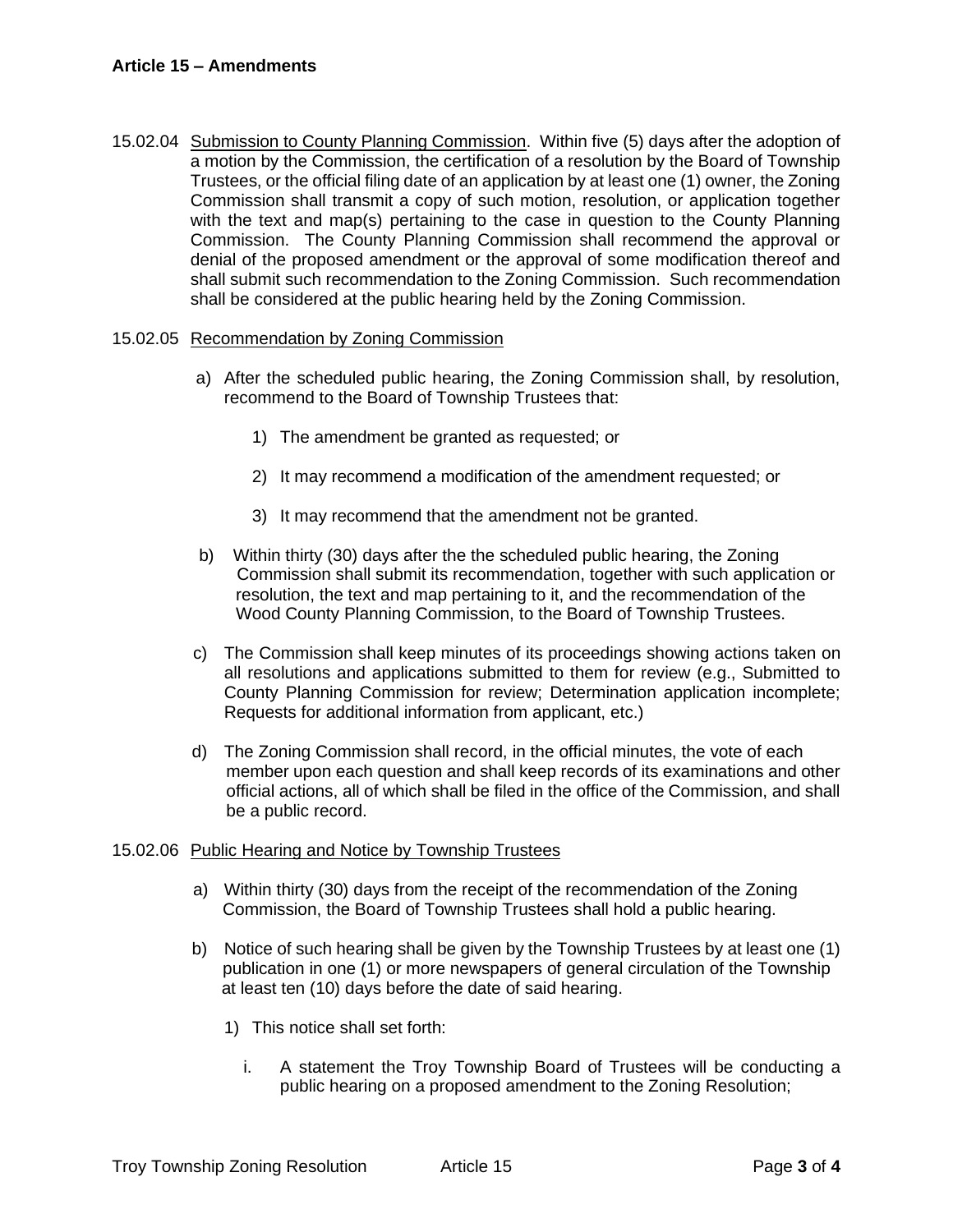15.02.04 Submission to County Planning Commission. Within five (5) days after the adoption of a motion by the Commission, the certification of a resolution by the Board of Township Trustees, or the official filing date of an application by at least one (1) owner, the Zoning Commission shall transmit a copy of such motion, resolution, or application together with the text and map(s) pertaining to the case in question to the County Planning Commission. The County Planning Commission shall recommend the approval or denial of the proposed amendment or the approval of some modification thereof and shall submit such recommendation to the Zoning Commission. Such recommendation shall be considered at the public hearing held by the Zoning Commission.

15.02.05 Recommendation by Zoning Commission

a) After the scheduled public hearing, the Zoning Commission shall, by resolution, recommend to the Board of Township Trustees that:

   1) The amendment be granted as requested; or

   2) It may recommend a modification of the amendment requested; or

   3) It may recommend that the amendment not be granted.

b) Within thirty (30) days after the the scheduled public hearing, the Zoning Commission shall submit its recommendation, together with such application or resolution, the text and map pertaining to it, and the recommendation of the Wood County Planning Commission, to the Board of Township Trustees.

c) The Commission shall keep minutes of its proceedings showing actions taken on all resolutions and applications submitted to them for review (e.g., Submitted to County Planning Commission for review; Determination application incomplete; Requests for additional information from applicant, etc.)

d) The Zoning Commission shall record, in the official minutes, the vote of each member upon each question and shall keep records of its examinations and other official actions, all of which shall be filed in the office of the Commission, and shall be a public record.

15.02.06 Public Hearing and Notice by Township Trustees

a) Within thirty (30) days from the receipt of the recommendation of the Zoning Commission, the Board of Township Trustees shall hold a public hearing.

b) Notice of such hearing shall be given by the Township Trustees by at least one (1) publication in one (1) or more newspapers of general circulation of the Township at least ten (10) days before the date of said hearing.

   1) This notice shall set forth:

      i. A statement the Troy Township Board of Trustees will be conducting a public hearing on a proposed amendment to the Zoning Resolution;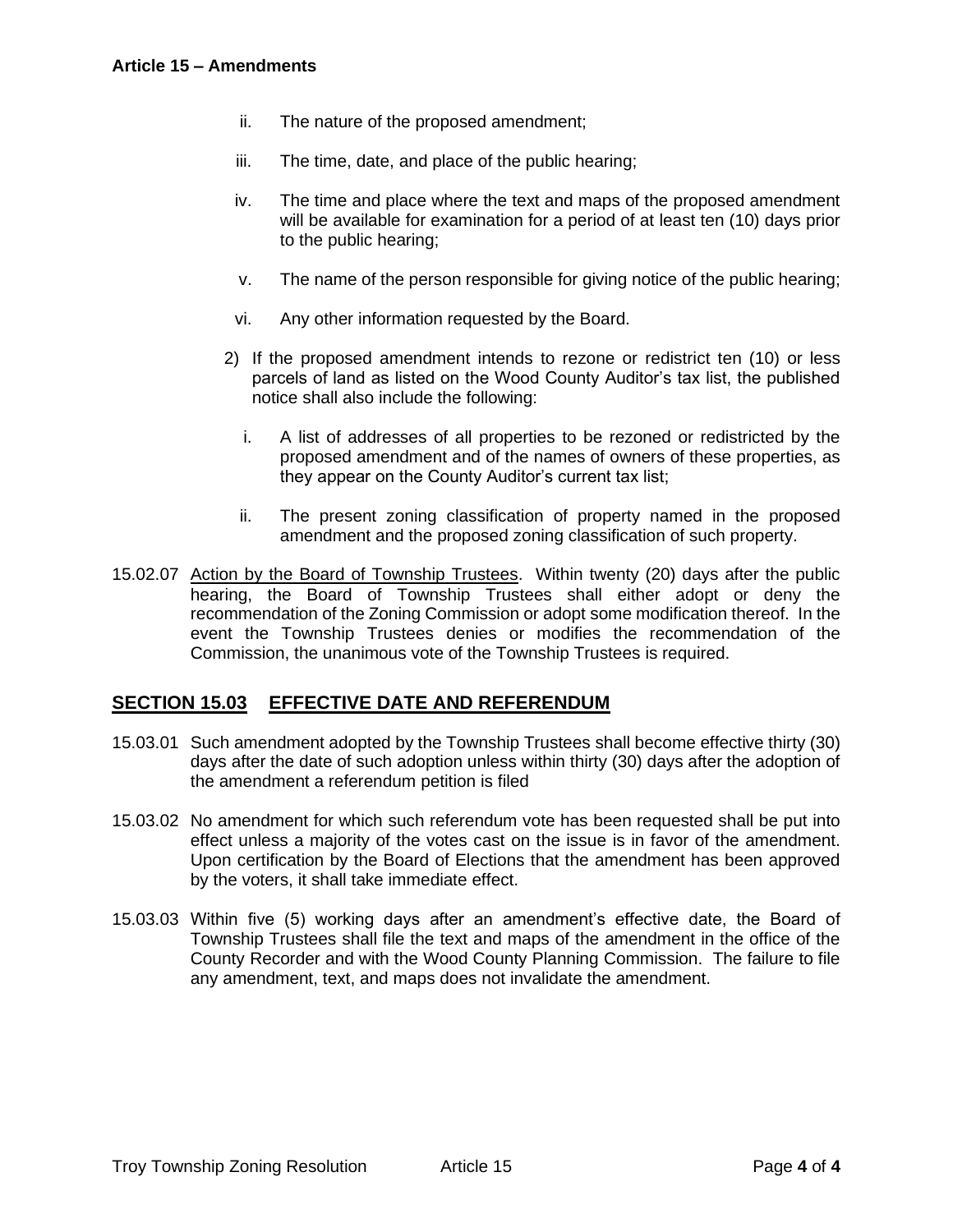ii. The nature of the proposed amendment;

iii. The time, date, and place of the public hearing;

iv. The time and place where the text and maps of the proposed amendment will be available for examination for a period of at least ten (10) days prior to the public hearing;

v. The name of the person responsible for giving notice of the public hearing;

vi. Any other information requested by the Board.

2) If the proposed amendment intends to rezone or redistrict ten (10) or less parcels of land as listed on the Wood County Auditor's tax list, the published notice shall also include the following:

i. A list of addresses of all properties to be rezoned or redistricted by the proposed amendment and of the names of owners of these properties, as they appear on the County Auditor's current tax list;

ii. The present zoning classification of property named in the proposed amendment and the proposed zoning classification of such property.

15.02.07 Action by the Board of Township Trustees. Within twenty (20) days after the public hearing, the Board of Township Trustees shall either adopt or deny the recommendation of the Zoning Commission or adopt some modification thereof. In the event the Township Trustees denies or modifies the recommendation of the Commission, the unanimous vote of the Township Trustees is required.

## SECTION 15.03 EFFECTIVE DATE AND REFERENDUM

15.03.01 Such amendment adopted by the Township Trustees shall become effective thirty (30) days after the date of such adoption unless within thirty (30) days after the adoption of the amendment a referendum petition is filed

15.03.02 No amendment for which such referendum vote has been requested shall be put into effect unless a majority of the votes cast on the issue is in favor of the amendment. Upon certification by the Board of Elections that the amendment has been approved by the voters, it shall take immediate effect.

15.03.03 Within five (5) working days after an amendment's effective date, the Board of Township Trustees shall file the text and maps of the amendment in the office of the County Recorder and with the Wood County Planning Commission. The failure to file any amendment, text, and maps does not invalidate the amendment.